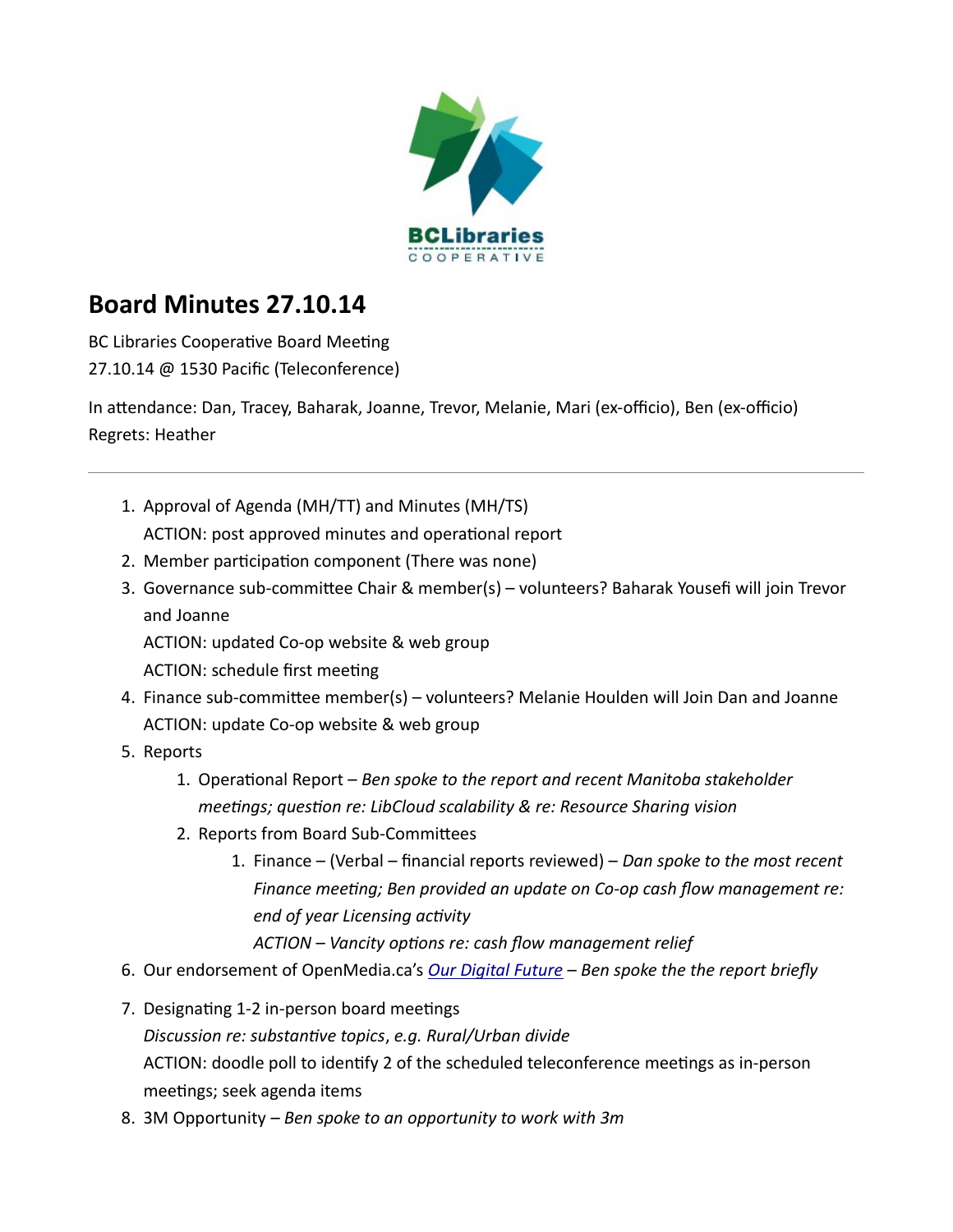# Board Minutes 27.10.14

BC Libraries Cooperative Board Meeting
27.10.14 @ 1530 Pacific (Teleconference)

In attendance: Dan, Tracey, Baharak, Joanne, Trevor, Melanie, Mari (ex-officio), Ben (ex-officio)
Regrets: Heather

---

1. Approval of Agenda (MH/TT) and Minutes (MH/TS)
   ACTION: post approved minutes and operational report
2. Member participation component (There was none)
3. Governance sub-committee Chair & member(s) – volunteers? Baharak Yousefi will join Trevor and Joanne
   ACTION: updated Co-op website & web group
   ACTION: schedule first meeting
4. Finance sub-committee member(s) – volunteers? Melanie Houlden will Join Dan and Joanne
   ACTION: update Co-op website & web group
5. Reports
   1. Operational Report – *Ben spoke to the report and recent Manitoba stakeholder meetings; question re: LibCloud scalability & re: Resource Sharing vision*
   2. Reports from Board Sub-Committees
      1. Finance – (Verbal – financial reports reviewed) – *Dan spoke to the most recent Finance meeting; Ben provided an update on Co-op cash flow management re: end of year Licensing activity*
         *ACTION – Vancity options re: cash flow management relief*
6. Our endorsement of OpenMedia.ca's *Our Digital Future* – *Ben spoke the the report briefly*
7. Designating 1-2 in-person board meetings
   *Discussion re: substantive topics, e.g. Rural/Urban divide*
   ACTION: doodle poll to identify 2 of the scheduled teleconference meetings as in-person meetings; seek agenda items
8. 3M Opportunity – *Ben spoke to an opportunity to work with 3m*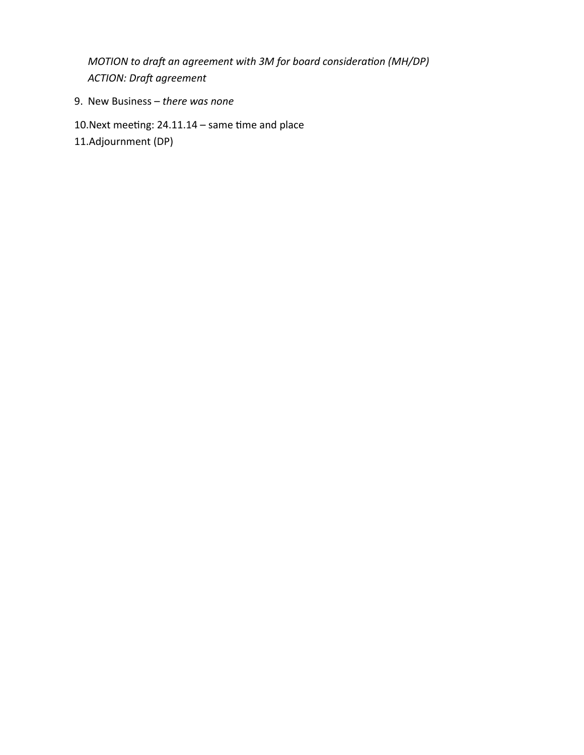*MOTION to draft an agreement with 3M for board consideration (MH/DP)*
*ACTION: Draft agreement*

9. New Business – *there was none*
10. Next meeting: 24.11.14 – same time and place
11. Adjournment (DP)